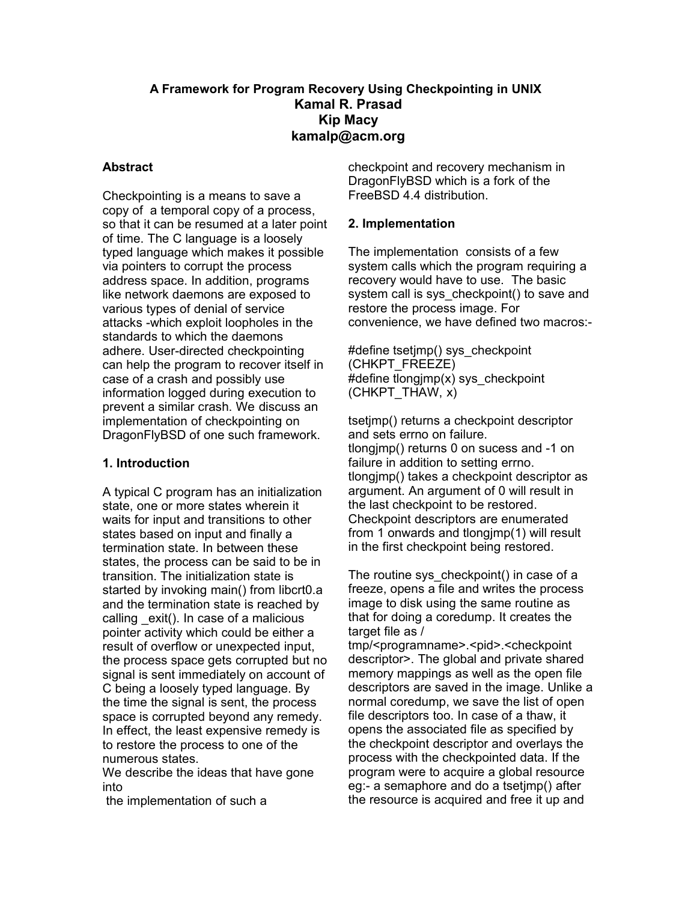# A Framework for Program Recovery Using Checkpointing in UNIX

**Kamal R. Prasad**
**Kip Macy**
**kamalp@acm.org**

### Abstract

Checkpointing is a means to save a copy of a temporal copy of a process, so that it can be resumed at a later point of time. The C language is a loosely typed language which makes it possible via pointers to corrupt the process address space. In addition, programs like network daemons are exposed to various types of denial of service attacks -which exploit loopholes in the standards to which the daemons adhere. User-directed checkpointing can help the program to recover itself in case of a crash and possibly use information logged during execution to prevent a similar crash. We discuss an implementation of checkpointing on DragonFlyBSD of one such framework.

### 1. Introduction

A typical C program has an initialization state, one or more states wherein it waits for input and transitions to other states based on input and finally a termination state. In between these states, the process can be said to be in transition. The initialization state is started by invoking main() from libcrt0.a and the termination state is reached by calling _exit(). In case of a malicious pointer activity which could be either a result of overflow or unexpected input, the process space gets corrupted but no signal is sent immediately on account of C being a loosely typed language. By the time the signal is sent, the process space is corrupted beyond any remedy. In effect, the least expensive remedy is to restore the process to one of the numerous states.

We describe the ideas that have gone into the implementation of such a checkpoint and recovery mechanism in DragonFlyBSD which is a fork of the FreeBSD 4.4 distribution.

### 2. Implementation

The implementation consists of a few system calls which the program requiring a recovery would have to use. The basic system call is sys_checkpoint() to save and restore the process image. For convenience, we have defined two macros:-

```
#define tsetjmp() sys_checkpoint
(CHKPT_FREEZE)
#define tlongjmp(x) sys_checkpoint
(CHKPT_THAW, x)
```

tsetjmp() returns a checkpoint descriptor and sets errno on failure.
tlongjmp() returns 0 on sucess and -1 on failure in addition to setting errno.
tlongjmp() takes a checkpoint descriptor as argument. An argument of 0 will result in the last checkpoint to be restored. Checkpoint descriptors are enumerated from 1 onwards and tlongjmp(1) will result in the first checkpoint being restored.

The routine sys_checkpoint() in case of a freeze, opens a file and writes the process image to disk using the same routine as that for doing a coredump. It creates the target file as /tmp/<programname>.<pid>.<checkpoint descriptor>. The global and private shared memory mappings as well as the open file descriptors are saved in the image. Unlike a normal coredump, we save the list of open file descriptors too. In case of a thaw, it opens the associated file as specified by the checkpoint descriptor and overlays the process with the checkpointed data. If the program were to acquire a global resource eg:- a semaphore and do a tsetjmp() after the resource is acquired and free it up and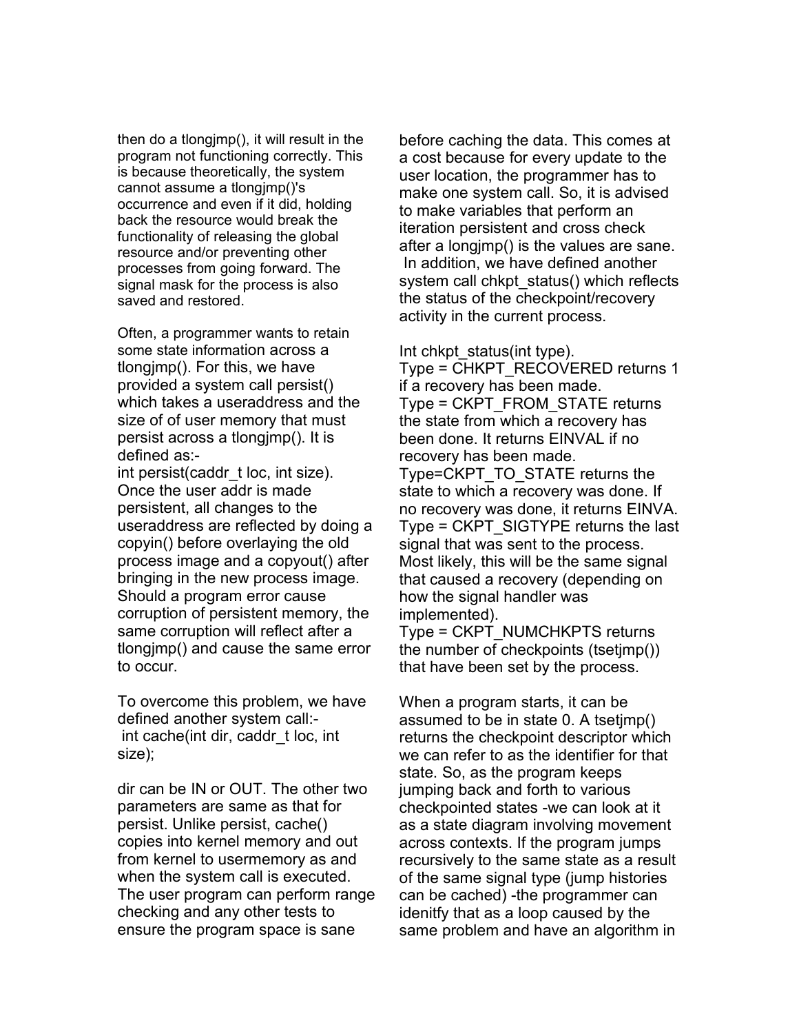then do a tlongjmp(), it will result in the program not functioning correctly. This is because theoretically, the system cannot assume a tlongjmp()'s occurrence and even if it did, holding back the resource would break the functionality of releasing the global resource and/or preventing other processes from going forward. The signal mask for the process is also saved and restored.

Often, a programmer wants to retain some state information across a tlongjmp(). For this, we have provided a system call persist() which takes a useraddress and the size of of user memory that must persist across a tlongjmp(). It is defined as:-
int persist(caddr_t loc, int size).
Once the user addr is made persistent, all changes to the useraddress are reflected by doing a copyin() before overlaying the old process image and a copyout() after bringing in the new process image. Should a program error cause corruption of persistent memory, the same corruption will reflect after a tlongjmp() and cause the same error to occur.

To overcome this problem, we have defined another system call:-
int cache(int dir, caddr_t loc, int size);

dir can be IN or OUT. The other two parameters are same as that for persist. Unlike persist, cache() copies into kernel memory and out from kernel to usermemory as and when the system call is executed. The user program can perform range checking and any other tests to ensure the program space is sane before caching the data. This comes at a cost because for every update to the user location, the programmer has to make one system call. So, it is advised to make variables that perform an iteration persistent and cross check after a longjmp() is the values are sane. In addition, we have defined another system call chkpt_status() which reflects the status of the checkpoint/recovery activity in the current process.

Int chkpt_status(int type).
Type = CHKPT_RECOVERED returns 1 if a recovery has been made.
Type = CKPT_FROM_STATE returns the state from which a recovery has been done. It returns EINVAL if no recovery has been made.
Type=CKPT_TO_STATE returns the state to which a recovery was done. If no recovery was done, it returns EINVA.
Type = CKPT_SIGTYPE returns the last signal that was sent to the process. Most likely, this will be the same signal that caused a recovery (depending on how the signal handler was implemented).
Type = CKPT_NUMCHKPTS returns the number of checkpoints (tsetjmp()) that have been set by the process.

When a program starts, it can be assumed to be in state 0. A tsetjmp() returns the checkpoint descriptor which we can refer to as the identifier for that state. So, as the program keeps jumping back and forth to various checkpointed states -we can look at it as a state diagram involving movement across contexts. If the program jumps recursively to the same state as a result of the same signal type (jump histories can be cached) -the programmer can idenitfy that as a loop caused by the same problem and have an algorithm in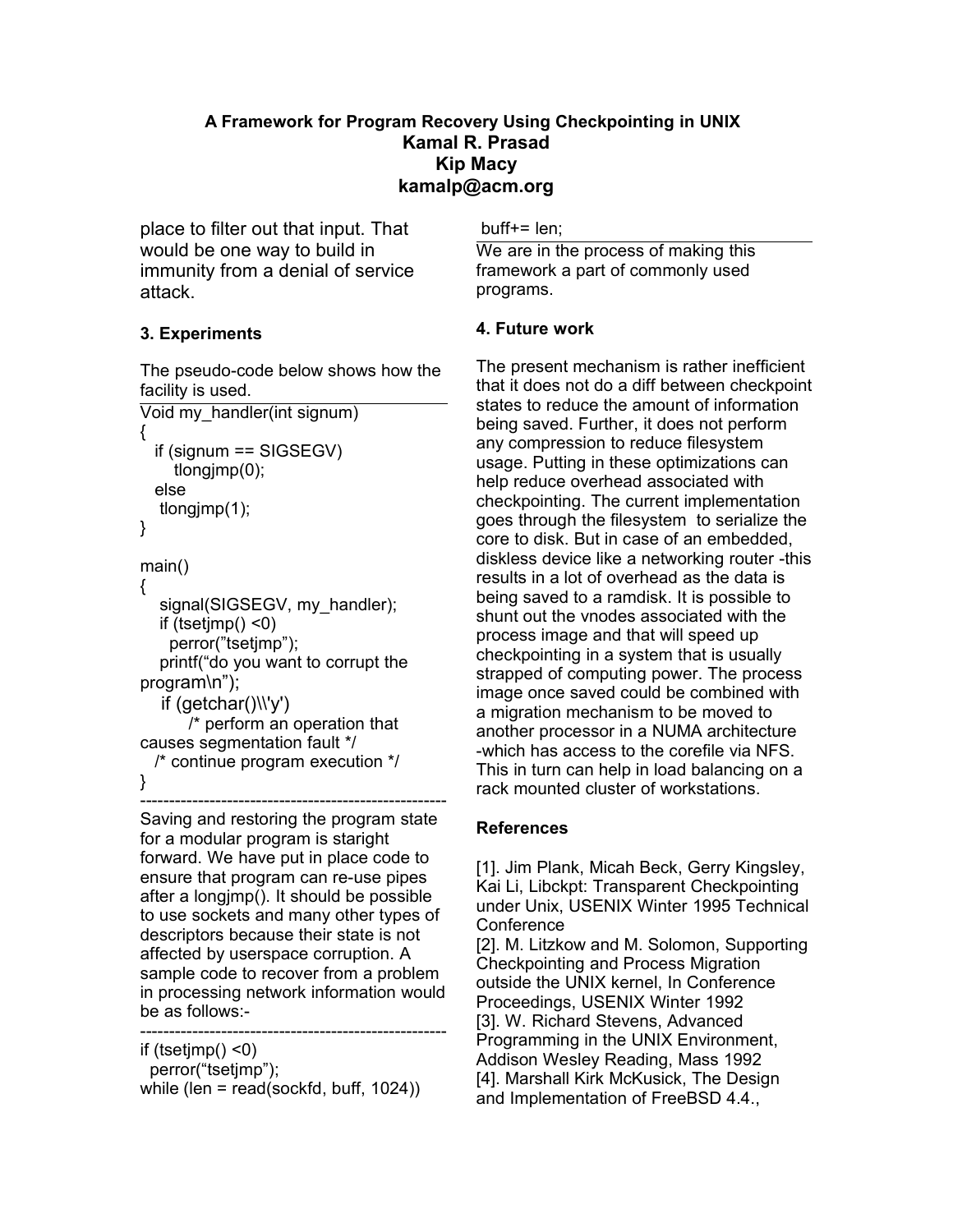place to filter out that input. That would be one way to build in immunity from a denial of service attack.

### 3. Experiments

The pseudo-code below shows how the facility is used.

```
Void my_handler(int signum)
{
  if (signum == SIGSEGV)
     tlongjmp(0);
  else
   tlongjmp(1);
}

main()
{
   signal(SIGSEGV, my_handler);
   if (tsetjmp() <0)
     perror("tsetjmp");
   printf("do you want to corrupt the program\n");
   if (getchar()\\'y')
        /* perform an operation that causes segmentation fault */
   /* continue program execution */
}
```

Saving and restoring the program state for a modular program is staright forward. We have put in place code to ensure that program can re-use pipes after a longjmp(). It should be possible to use sockets and many other types of descriptors because their state is not affected by userspace corruption. A sample code to recover from a problem in processing network information would be as follows:-

```
if (tsetjmp() <0)
  perror("tsetjmp");
while (len = read(sockfd, buff, 1024))
 buff+= len;
```

We are in the process of making this framework a part of commonly used programs.

### 4. Future work

The present mechanism is rather inefficient that it does not do a diff between checkpoint states to reduce the amount of information being saved. Further, it does not perform any compression to reduce filesystem usage. Putting in these optimizations can help reduce overhead associated with checkpointing. The current implementation goes through the filesystem to serialize the core to disk. But in case of an embedded, diskless device like a networking router -this results in a lot of overhead as the data is being saved to a ramdisk. It is possible to shunt out the vnodes associated with the process image and that will speed up checkpointing in a system that is usually strapped of computing power. The process image once saved could be combined with a migration mechanism to be moved to another processor in a NUMA architecture -which has access to the corefile via NFS. This in turn can help in load balancing on a rack mounted cluster of workstations.

### References

[1]. Jim Plank, Micah Beck, Gerry Kingsley, Kai Li, Libckpt: Transparent Checkpointing under Unix, USENIX Winter 1995 Technical Conference

[2]. M. Litzkow and M. Solomon, Supporting Checkpointing and Process Migration outside the UNIX kernel, In Conference Proceedings, USENIX Winter 1992

[3]. W. Richard Stevens, Advanced Programming in the UNIX Environment, Addison Wesley Reading, Mass 1992

[4]. Marshall Kirk McKusick, The Design and Implementation of FreeBSD 4.4.,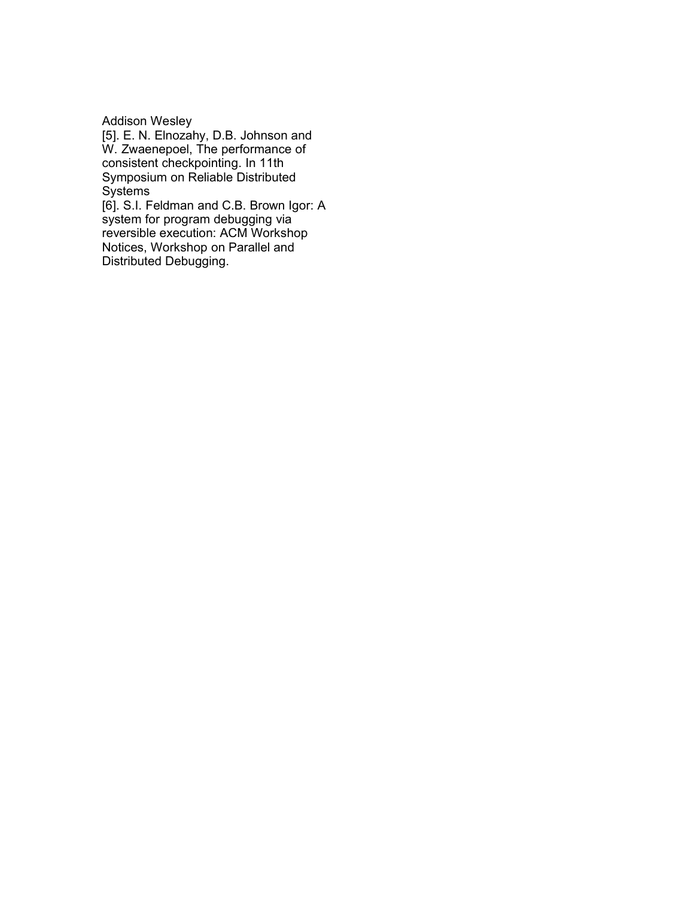Addison Wesley

[5]. E. N. Elnozahy, D.B. Johnson and W. Zwaenepoel, The performance of consistent checkpointing. In 11th Symposium on Reliable Distributed Systems

[6]. S.I. Feldman and C.B. Brown Igor: A system for program debugging via reversible execution: ACM Workshop Notices, Workshop on Parallel and Distributed Debugging.